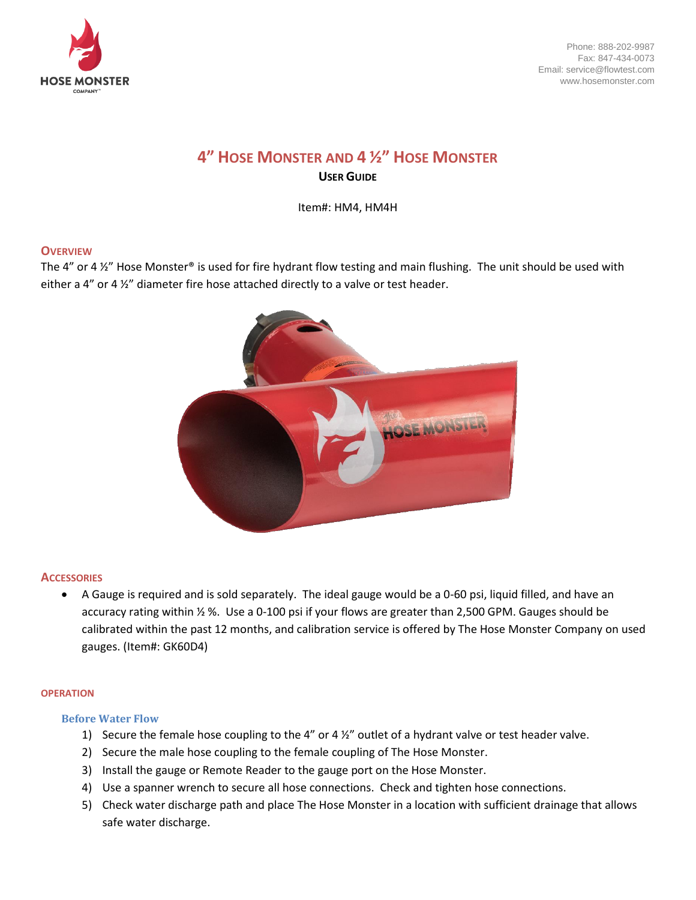HOSE MONSTER
COMPANY

Phone: 888-202-9987
Fax: 847-434-0073
Email: service@flowtest.com
www.hosemonster.com

# 4" Hose Monster and 4 ½" Hose Monster

## User Guide

Item#: HM4, HM4H

## Overview

The 4" or 4 ½" Hose Monster® is used for fire hydrant flow testing and main flushing. The unit should be used with either a 4" or 4 ½" diameter fire hose attached directly to a valve or test header.

## Accessories

- A Gauge is required and is sold separately. The ideal gauge would be a 0-60 psi, liquid filled, and have an accuracy rating within ½ %. Use a 0-100 psi if your flows are greater than 2,500 GPM. Gauges should be calibrated within the past 12 months, and calibration service is offered by The Hose Monster Company on used gauges. (Item#: GK60D4)

## Operation

### Before Water Flow

1) Secure the female hose coupling to the 4" or 4 ½" outlet of a hydrant valve or test header valve.
2) Secure the male hose coupling to the female coupling of The Hose Monster.
3) Install the gauge or Remote Reader to the gauge port on the Hose Monster.
4) Use a spanner wrench to secure all hose connections. Check and tighten hose connections.
5) Check water discharge path and place The Hose Monster in a location with sufficient drainage that allows safe water discharge.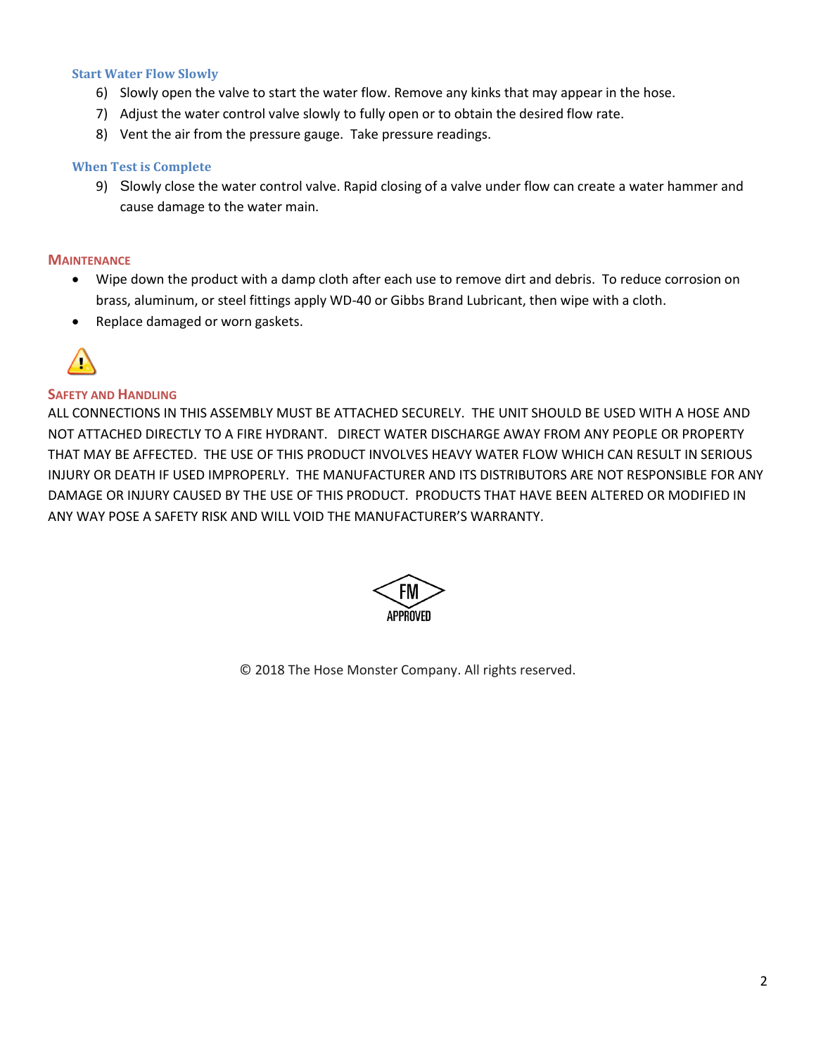### Start Water Flow Slowly

6) Slowly open the valve to start the water flow. Remove any kinks that may appear in the hose.
7) Adjust the water control valve slowly to fully open or to obtain the desired flow rate.
8) Vent the air from the pressure gauge. Take pressure readings.

### When Test is Complete

9) Slowly close the water control valve. Rapid closing of a valve under flow can create a water hammer and cause damage to the water main.

## Maintenance

- Wipe down the product with a damp cloth after each use to remove dirt and debris. To reduce corrosion on brass, aluminum, or steel fittings apply WD-40 or Gibbs Brand Lubricant, then wipe with a cloth.
- Replace damaged or worn gaskets.

## Safety and Handling

ALL CONNECTIONS IN THIS ASSEMBLY MUST BE ATTACHED SECURELY. THE UNIT SHOULD BE USED WITH A HOSE AND NOT ATTACHED DIRECTLY TO A FIRE HYDRANT. DIRECT WATER DISCHARGE AWAY FROM ANY PEOPLE OR PROPERTY THAT MAY BE AFFECTED. THE USE OF THIS PRODUCT INVOLVES HEAVY WATER FLOW WHICH CAN RESULT IN SERIOUS INJURY OR DEATH IF USED IMPROPERLY. THE MANUFACTURER AND ITS DISTRIBUTORS ARE NOT RESPONSIBLE FOR ANY DAMAGE OR INJURY CAUSED BY THE USE OF THIS PRODUCT. PRODUCTS THAT HAVE BEEN ALTERED OR MODIFIED IN ANY WAY POSE A SAFETY RISK AND WILL VOID THE MANUFACTURER'S WARRANTY.

FM APPROVED

© 2018 The Hose Monster Company. All rights reserved.